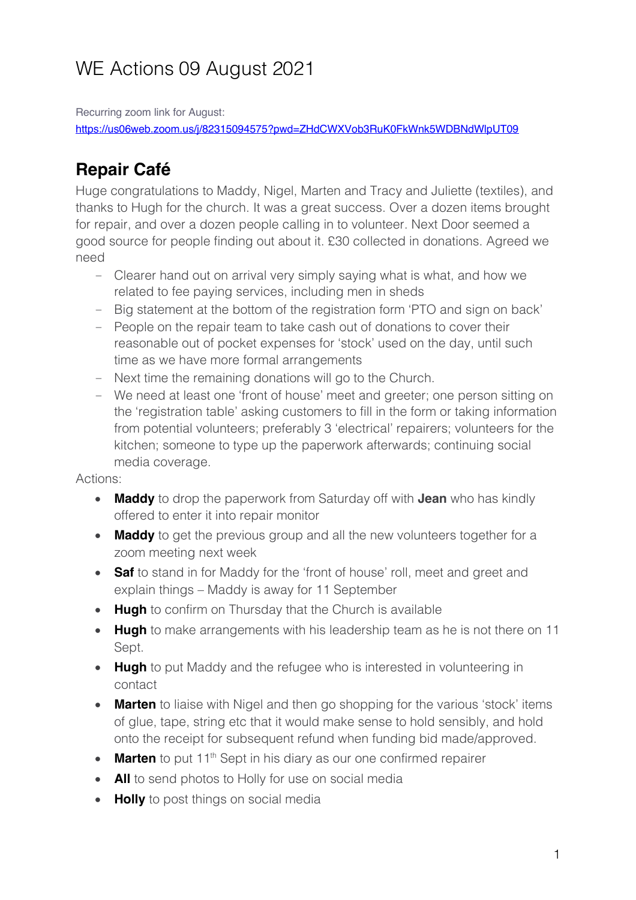# WE Actions 09 August 2021

Recurring zoom link for August:
https://us06web.zoom.us/j/82315094575?pwd=ZHdCWXVob3RuK0FkWnk5WDBNdWlpUT09

## Repair Café

Huge congratulations to Maddy, Nigel, Marten and Tracy and Juliette (textiles), and thanks to Hugh for the church. It was a great success. Over a dozen items brought for repair, and over a dozen people calling in to volunteer. Next Door seemed a good source for people finding out about it. £30 collected in donations. Agreed we need

- Clearer hand out on arrival very simply saying what is what, and how we related to fee paying services, including men in sheds
- Big statement at the bottom of the registration form 'PTO and sign on back'
- People on the repair team to take cash out of donations to cover their reasonable out of pocket expenses for 'stock' used on the day, until such time as we have more formal arrangements
- Next time the remaining donations will go to the Church.
- We need at least one 'front of house' meet and greeter; one person sitting on the 'registration table' asking customers to fill in the form or taking information from potential volunteers; preferably 3 'electrical' repairers; volunteers for the kitchen; someone to type up the paperwork afterwards; continuing social media coverage.

Actions:

- **Maddy** to drop the paperwork from Saturday off with **Jean** who has kindly offered to enter it into repair monitor
- **Maddy** to get the previous group and all the new volunteers together for a zoom meeting next week
- **Saf** to stand in for Maddy for the 'front of house' roll, meet and greet and explain things – Maddy is away for 11 September
- **Hugh** to confirm on Thursday that the Church is available
- **Hugh** to make arrangements with his leadership team as he is not there on 11 Sept.
- **Hugh** to put Maddy and the refugee who is interested in volunteering in contact
- **Marten** to liaise with Nigel and then go shopping for the various 'stock' items of glue, tape, string etc that it would make sense to hold sensibly, and hold onto the receipt for subsequent refund when funding bid made/approved.
- **Marten** to put 11th Sept in his diary as our one confirmed repairer
- **All** to send photos to Holly for use on social media
- **Holly** to post things on social media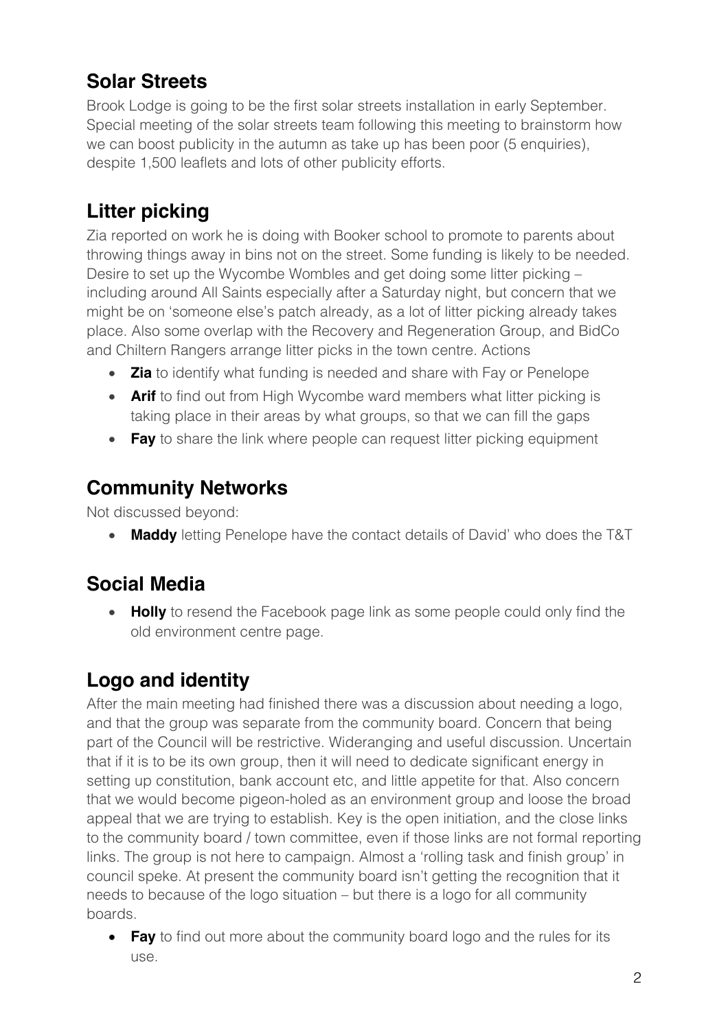## Solar Streets

Brook Lodge is going to be the first solar streets installation in early September. Special meeting of the solar streets team following this meeting to brainstorm how we can boost publicity in the autumn as take up has been poor (5 enquiries), despite 1,500 leaflets and lots of other publicity efforts.

## Litter picking

Zia reported on work he is doing with Booker school to promote to parents about throwing things away in bins not on the street. Some funding is likely to be needed. Desire to set up the Wycombe Wombles and get doing some litter picking – including around All Saints especially after a Saturday night, but concern that we might be on 'someone else's patch already, as a lot of litter picking already takes place. Also some overlap with the Recovery and Regeneration Group, and BidCo and Chiltern Rangers arrange litter picks in the town centre. Actions

- **Zia** to identify what funding is needed and share with Fay or Penelope
- **Arif** to find out from High Wycombe ward members what litter picking is taking place in their areas by what groups, so that we can fill the gaps
- **Fay** to share the link where people can request litter picking equipment

## Community Networks

Not discussed beyond:

- **Maddy** letting Penelope have the contact details of David' who does the T&T

## Social Media

- **Holly** to resend the Facebook page link as some people could only find the old environment centre page.

## Logo and identity

After the main meeting had finished there was a discussion about needing a logo, and that the group was separate from the community board. Concern that being part of the Council will be restrictive. Wideranging and useful discussion. Uncertain that if it is to be its own group, then it will need to dedicate significant energy in setting up constitution, bank account etc, and little appetite for that. Also concern that we would become pigeon-holed as an environment group and loose the broad appeal that we are trying to establish. Key is the open initiation, and the close links to the community board / town committee, even if those links are not formal reporting links. The group is not here to campaign. Almost a 'rolling task and finish group' in council speke. At present the community board isn't getting the recognition that it needs to because of the logo situation – but there is a logo for all community boards.

- **Fay** to find out more about the community board logo and the rules for its use.